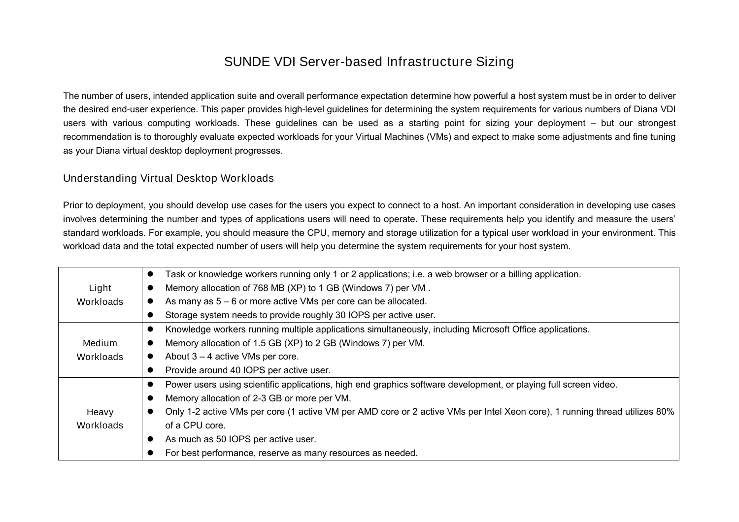# SUNDE VDI Server-based Infrastructure Sizing

The number of users, intended application suite and overall performance expectation determine how powerful a host system must be in order to deliver the desired end-user experience. This paper provides high-level guidelines for determining the system requirements for various numbers of Diana VDI users with various computing workloads. These guidelines can be used as a starting point for sizing your deployment – but our strongest recommendation is to thoroughly evaluate expected workloads for your Virtual Machines (VMs) and expect to make some adjustments and fine tuning as your Diana virtual desktop deployment progresses.

## Understanding Virtual Desktop Workloads

Prior to deployment, you should develop use cases for the users you expect to connect to a host. An important consideration in developing use cases involves determining the number and types of applications users will need to operate. These requirements help you identify and measure the users' standard workloads. For example, you should measure the CPU, memory and storage utilization for a typical user workload in your environment. This workload data and the total expected number of users will help you determine the system requirements for your host system.

| Workload | Description |
|---|---|
| Light Workloads | • Task or knowledge workers running only 1 or 2 applications; i.e. a web browser or a billing application.<br>• Memory allocation of 768 MB (XP) to 1 GB (Windows 7) per VM .<br>• As many as 5 – 6 or more active VMs per core can be allocated.<br>• Storage system needs to provide roughly 30 IOPS per active user. |
| Medium Workloads | • Knowledge workers running multiple applications simultaneously, including Microsoft Office applications.<br>• Memory allocation of 1.5 GB (XP) to 2 GB (Windows 7) per VM.<br>• About 3 – 4 active VMs per core.<br>• Provide around 40 IOPS per active user. |
| Heavy Workloads | • Power users using scientific applications, high end graphics software development, or playing full screen video.<br>• Memory allocation of 2-3 GB or more per VM.<br>• Only 1-2 active VMs per core (1 active VM per AMD core or 2 active VMs per Intel Xeon core), 1 running thread utilizes 80% of a CPU core.<br>• As much as 50 IOPS per active user.<br>• For best performance, reserve as many resources as needed. |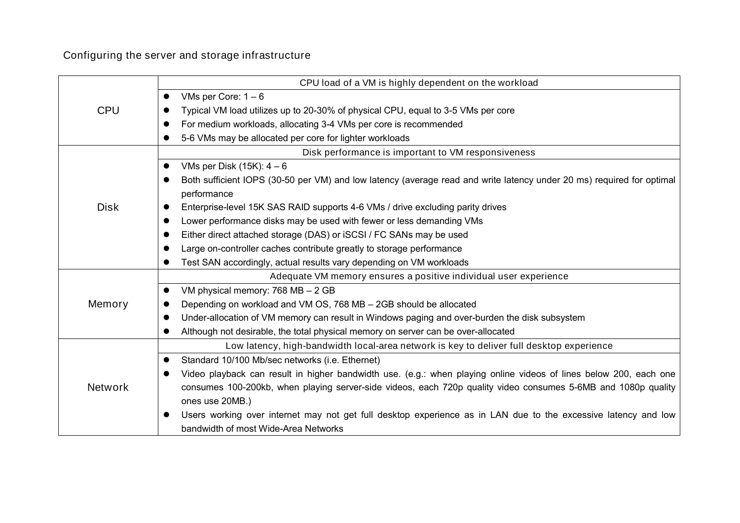Configuring the server and storage infrastructure

| | |
|---|---|
| CPU | CPU load of a VM is highly dependent on the workload<br>• VMs per Core: 1 – 6<br>• Typical VM load utilizes up to 20-30% of physical CPU, equal to 3-5 VMs per core<br>• For medium workloads, allocating 3-4 VMs per core is recommended<br>• 5-6 VMs may be allocated per core for lighter workloads |
| Disk | Disk performance is important to VM responsiveness<br>• VMs per Disk (15K): 4 – 6<br>• Both sufficient IOPS (30-50 per VM) and low latency (average read and write latency under 20 ms) required for optimal performance<br>• Enterprise-level 15K SAS RAID supports 4-6 VMs / drive excluding parity drives<br>• Lower performance disks may be used with fewer or less demanding VMs<br>• Either direct attached storage (DAS) or iSCSI / FC SANs may be used<br>• Large on-controller caches contribute greatly to storage performance<br>• Test SAN accordingly, actual results vary depending on VM workloads |
| Memory | Adequate VM memory ensures a positive individual user experience<br>• VM physical memory: 768 MB – 2 GB<br>• Depending on workload and VM OS, 768 MB – 2GB should be allocated<br>• Under-allocation of VM memory can result in Windows paging and over-burden the disk subsystem<br>• Although not desirable, the total physical memory on server can be over-allocated |
| Network | Low latency, high-bandwidth local-area network is key to deliver full desktop experience<br>• Standard 10/100 Mb/sec networks (i.e. Ethernet)<br>• Video playback can result in higher bandwidth use. (e.g.: when playing online videos of lines below 200, each one consumes 100-200kb, when playing server-side videos, each 720p quality video consumes 5-6MB and 1080p quality ones use 20MB.)<br>• Users working over internet may not get full desktop experience as in LAN due to the excessive latency and low bandwidth of most Wide-Area Networks |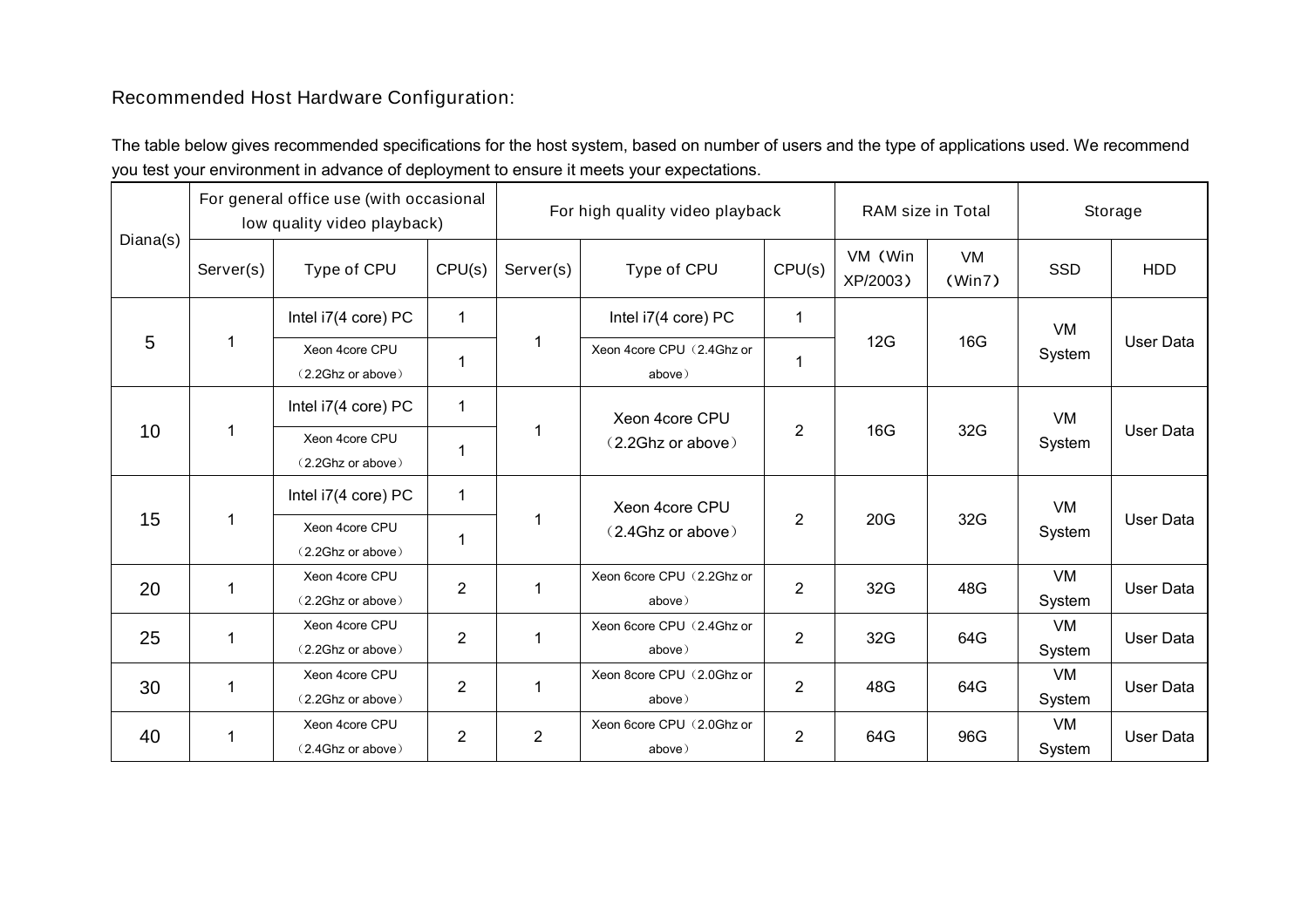Recommended Host Hardware Configuration:

The table below gives recommended specifications for the host system, based on number of users and the type of applications used. We recommend you test your environment in advance of deployment to ensure it meets your expectations.

| Diana(s) | For general office use (with occasional low quality video playback) | | | For high quality video playback | | | RAM size in Total | | Storage | |
|---|---|---|---|---|---|---|---|---|---|---|
| | Server(s) | Type of CPU | CPU(s) | Server(s) | Type of CPU | CPU(s) | VM（Win XP/2003） | VM（Win7） | SSD | HDD |
| 5 | 1 | Intel i7(4 core) PC | 1 | 1 | Intel i7(4 core) PC | 1 | 12G | 16G | VM System | User Data |
| | | Xeon 4core CPU（2.2Ghz or above） | 1 | | Xeon 4core CPU（2.4Ghz or above） | 1 | | | | |
| 10 | 1 | Intel i7(4 core) PC | 1 | 1 | Xeon 4core CPU（2.2Ghz or above） | 2 | 16G | 32G | VM System | User Data |
| | | Xeon 4core CPU（2.2Ghz or above） | 1 | | | | | | | |
| 15 | 1 | Intel i7(4 core) PC | 1 | 1 | Xeon 4core CPU（2.4Ghz or above） | 2 | 20G | 32G | VM System | User Data |
| | | Xeon 4core CPU（2.2Ghz or above） | 1 | | | | | | | |
| 20 | 1 | Xeon 4core CPU（2.2Ghz or above） | 2 | 1 | Xeon 6core CPU（2.2Ghz or above） | 2 | 32G | 48G | VM System | User Data |
| 25 | 1 | Xeon 4core CPU（2.2Ghz or above） | 2 | 1 | Xeon 6core CPU（2.4Ghz or above） | 2 | 32G | 64G | VM System | User Data |
| 30 | 1 | Xeon 4core CPU（2.2Ghz or above） | 2 | 1 | Xeon 8core CPU（2.0Ghz or above） | 2 | 48G | 64G | VM System | User Data |
| 40 | 1 | Xeon 4core CPU（2.4Ghz or above） | 2 | 2 | Xeon 6core CPU（2.0Ghz or above） | 2 | 64G | 96G | VM System | User Data |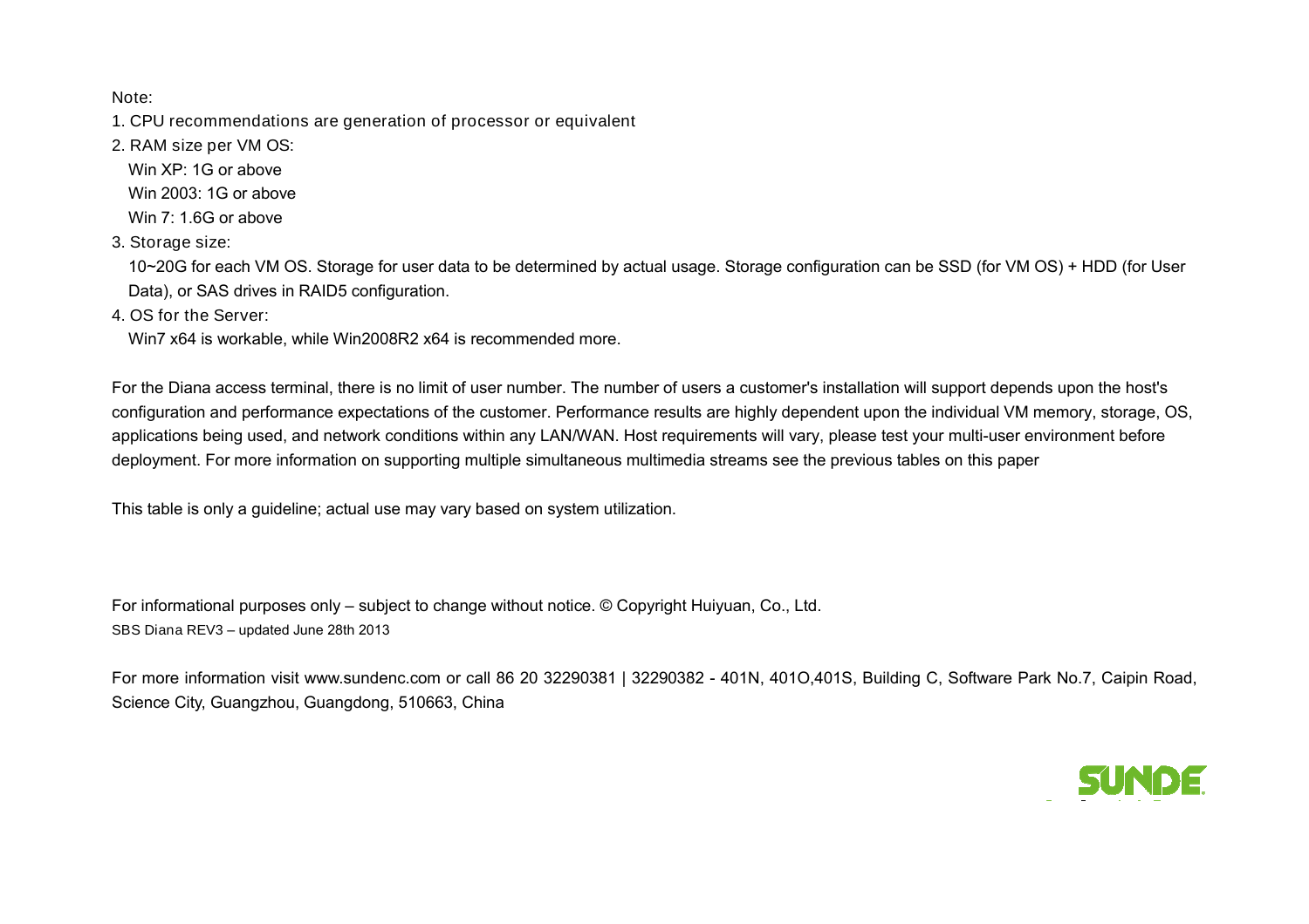Note:

1. CPU recommendations are generation of processor or equivalent
2. RAM size per VM OS:
   Win XP: 1G or above
   Win 2003: 1G or above
   Win 7: 1.6G or above
3. Storage size:
   10~20G for each VM OS. Storage for user data to be determined by actual usage. Storage configuration can be SSD (for VM OS) + HDD (for User Data), or SAS drives in RAID5 configuration.
4. OS for the Server:
   Win7 x64 is workable, while Win2008R2 x64 is recommended more.

For the Diana access terminal, there is no limit of user number. The number of users a customer's installation will support depends upon the host's configuration and performance expectations of the customer. Performance results are highly dependent upon the individual VM memory, storage, OS, applications being used, and network conditions within any LAN/WAN. Host requirements will vary, please test your multi-user environment before deployment. For more information on supporting multiple simultaneous multimedia streams see the previous tables on this paper

This table is only a guideline; actual use may vary based on system utilization.

For informational purposes only – subject to change without notice. © Copyright Huiyuan, Co., Ltd.
SBS Diana REV3 – updated June 28th 2013

For more information visit www.sundenc.com or call 86 20 32290381 | 32290382 - 401N, 401O,401S, Building C, Software Park No.7, Caipin Road, Science City, Guangzhou, Guangdong, 510663, China

SUNDE